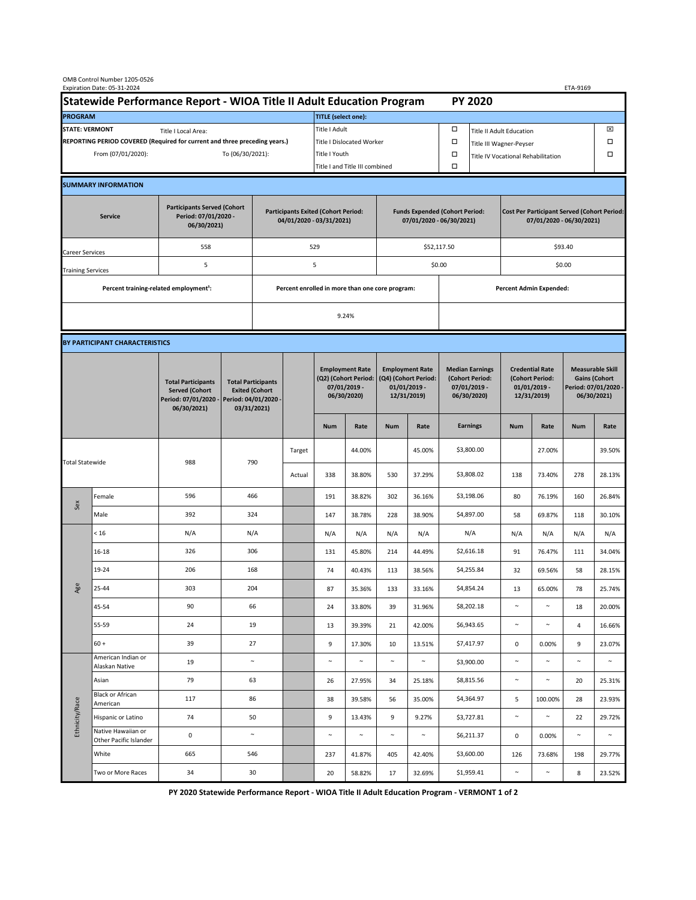OMB Control Number 1205-0526
Expiration Date: 05-31-2024

ETA-9169

# Statewide Performance Report - WIOA Title II Adult Education Program — PY 2020

| PROGRAM | | TITLE (select one): | | | |
|---|---|---|---|---|---|
| STATE: VERMONT | Title I Local Area: | Title I Adult | ☐ | Title II Adult Education | ☒ |
| REPORTING PERIOD COVERED (Required for current and three preceding years.) | | Title I Dislocated Worker | ☐ | Title III Wagner-Peyser | ☐ |
| From (07/01/2020): | To (06/30/2021): | Title I Youth | ☐ | Title IV Vocational Rehabilitation | ☐ |
| | | Title I and Title III combined | ☐ | | |

## SUMMARY INFORMATION

| Service | Participants Served (Cohort Period: 07/01/2020 - 06/30/2021) | Participants Exited (Cohort Period: 04/01/2020 - 03/31/2021) | Funds Expended (Cohort Period: 07/01/2020 - 06/30/2021) | Cost Per Participant Served (Cohort Period: 07/01/2020 - 06/30/2021) |
|---|---|---|---|---|
| Career Services | 558 | 529 | $52,117.50 | $93.40 |
| Training Services | 5 | 5 | $0.00 | $0.00 |

| Percent training-related employment[1]: | Percent enrolled in more than one core program: | Percent Admin Expended: |
|---|---|---|
| | 9.24% | |

## BY PARTICIPANT CHARACTERISTICS

| | | Total Participants Served (Cohort Period: 07/01/2020 - 06/30/2021) | Total Participants Exited (Cohort Period: 04/01/2020 - 03/31/2021) | | Employment Rate (Q2) (Cohort Period: 07/01/2019 - 06/30/2020) | | Employment Rate (Q4) (Cohort Period: 01/01/2019 - 12/31/2019) | | Median Earnings (Cohort Period: 07/01/2019 - 06/30/2020) | Credential Rate (Cohort Period: 01/01/2019 - 12/31/2019) | | Measurable Skill Gains (Cohort Period: 07/01/2020 - 06/30/2021) | |
|---|---|---|---|---|---|---|---|---|---|---|---|---|---|
| | | | | | Num | Rate | Num | Rate | Earnings | Num | Rate | Num | Rate |
| Total Statewide | | 988 | 790 | Target | | 44.00% | | 45.00% | $3,800.00 | | 27.00% | | 39.50% |
| | | | | Actual | 338 | 38.80% | 530 | 37.29% | $3,808.02 | 138 | 73.40% | 278 | 28.13% |
| Sex | Female | 596 | 466 | | 191 | 38.82% | 302 | 36.16% | $3,198.06 | 80 | 76.19% | 160 | 26.84% |
| | Male | 392 | 324 | | 147 | 38.78% | 228 | 38.90% | $4,897.00 | 58 | 69.87% | 118 | 30.10% |
| Age | < 16 | N/A | N/A | | N/A | N/A | N/A | N/A | N/A | N/A | N/A | N/A | N/A |
| | 16-18 | 326 | 306 | | 131 | 45.80% | 214 | 44.49% | $2,616.18 | 91 | 76.47% | 111 | 34.04% |
| | 19-24 | 206 | 168 | | 74 | 40.43% | 113 | 38.56% | $4,255.84 | 32 | 69.56% | 58 | 28.15% |
| | 25-44 | 303 | 204 | | 87 | 35.36% | 133 | 33.16% | $4,854.24 | 13 | 65.00% | 78 | 25.74% |
| | 45-54 | 90 | 66 | | 24 | 33.80% | 39 | 31.96% | $8,202.18 | ~ | ~ | 18 | 20.00% |
| | 55-59 | 24 | 19 | | 13 | 39.39% | 21 | 42.00% | $6,943.65 | ~ | ~ | 4 | 16.66% |
| | 60 + | 39 | 27 | | 9 | 17.30% | 10 | 13.51% | $7,417.97 | 0 | 0.00% | 9 | 23.07% |
| Ethnicity/Race | American Indian or Alaskan Native | 19 | ~ | | ~ | ~ | ~ | ~ | $3,900.00 | ~ | ~ | ~ | ~ |
| | Asian | 79 | 63 | | 26 | 27.95% | 34 | 25.18% | $8,815.56 | ~ | ~ | 20 | 25.31% |
| | Black or African American | 117 | 86 | | 38 | 39.58% | 56 | 35.00% | $4,364.97 | 5 | 100.00% | 28 | 23.93% |
| | Hispanic or Latino | 74 | 50 | | 9 | 13.43% | 9 | 9.27% | $3,727.81 | ~ | ~ | 22 | 29.72% |
| | Native Hawaiian or Other Pacific Islander | 0 | ~ | | ~ | ~ | ~ | ~ | $6,211.37 | 0 | 0.00% | ~ | ~ |
| | White | 665 | 546 | | 237 | 41.87% | 405 | 42.40% | $3,600.00 | 126 | 73.68% | 198 | 29.77% |
| | Two or More Races | 34 | 30 | | 20 | 58.82% | 17 | 32.69% | $1,959.41 | ~ | ~ | 8 | 23.52% |

PY 2020 Statewide Performance Report - WIOA Title II Adult Education Program - VERMONT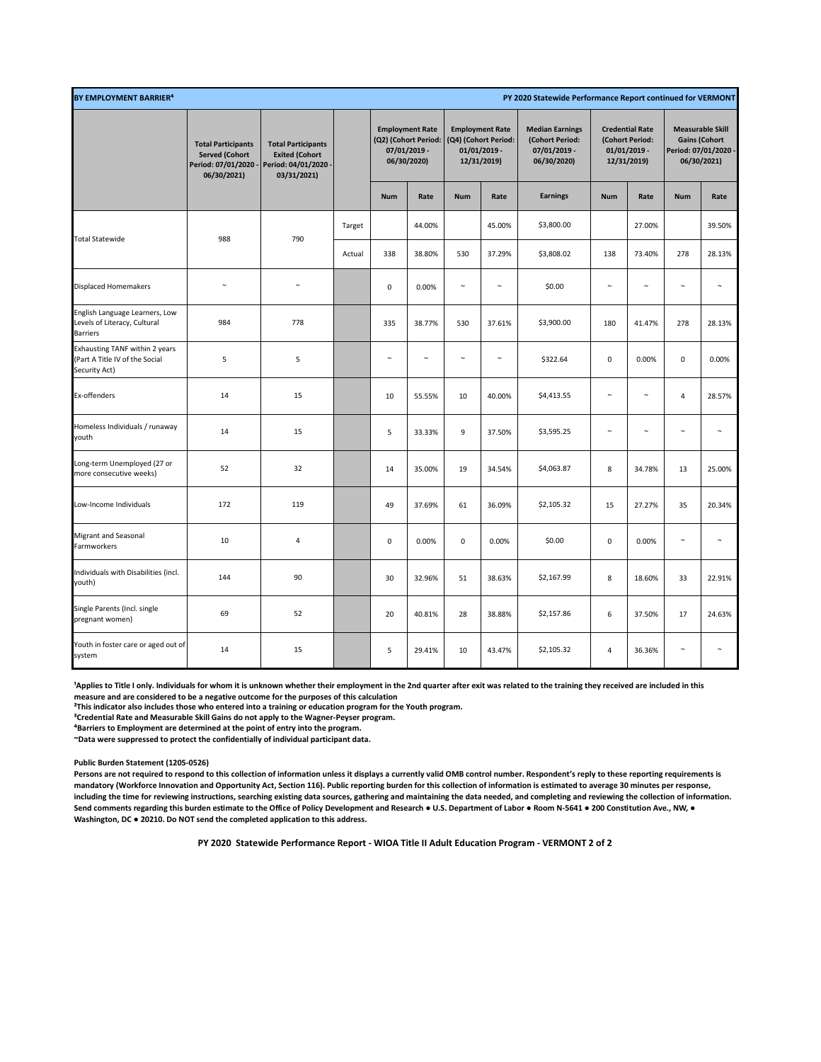| BY EMPLOYMENT BARRIER[4] | | | | | | | | | | | | |
|---|---|---|---|---|---|---|---|---|---|---|---|---|
| | **Total Participants Served (Cohort Period: 07/01/2020 - 06/30/2021)** | **Total Participants Exited (Cohort Period: 04/01/2020 - 03/31/2021)** | | **Employment Rate (Q2) (Cohort Period: 07/01/2019 - 06/30/2020)** | | **Employment Rate (Q4) (Cohort Period: 01/01/2019 - 12/31/2019)** | | **Median Earnings (Cohort Period: 07/01/2019 - 06/30/2020)** | **Credential Rate (Cohort Period: 01/01/2019 - 12/31/2019)** | | **Measurable Skill Gains (Cohort Period: 07/01/2020 - 06/30/2021)** | |
| | | | | **Num** | **Rate** | **Num** | **Rate** | **Earnings** | **Num** | **Rate** | **Num** | **Rate** |
| Total Statewide | 988 | 790 | Target | | 44.00% | | 45.00% | $3,800.00 | | 27.00% | | 39.50% |
| | | | Actual | 338 | 38.80% | 530 | 37.29% | $3,808.02 | 138 | 73.40% | 278 | 28.13% |
| Displaced Homemakers | ~ | ~ | | 0 | 0.00% | ~ | ~ | $0.00 | ~ | ~ | ~ | ~ |
| English Language Learners, Low Levels of Literacy, Cultural Barriers | 984 | 778 | | 335 | 38.77% | 530 | 37.61% | $3,900.00 | 180 | 41.47% | 278 | 28.13% |
| Exhausting TANF within 2 years (Part A Title IV of the Social Security Act) | 5 | 5 | | ~ | ~ | ~ | ~ | $322.64 | 0 | 0.00% | 0 | 0.00% |
| Ex-offenders | 14 | 15 | | 10 | 55.55% | 10 | 40.00% | $4,413.55 | ~ | ~ | 4 | 28.57% |
| Homeless Individuals / runaway youth | 14 | 15 | | 5 | 33.33% | 9 | 37.50% | $3,595.25 | ~ | ~ | ~ | ~ |
| Long-term Unemployed (27 or more consecutive weeks) | 52 | 32 | | 14 | 35.00% | 19 | 34.54% | $4,063.87 | 8 | 34.78% | 13 | 25.00% |
| Low-Income Individuals | 172 | 119 | | 49 | 37.69% | 61 | 36.09% | $2,105.32 | 15 | 27.27% | 35 | 20.34% |
| Migrant and Seasonal Farmworkers | 10 | 4 | | 0 | 0.00% | 0 | 0.00% | $0.00 | 0 | 0.00% | ~ | ~ |
| Individuals with Disabilities (incl. youth) | 144 | 90 | | 30 | 32.96% | 51 | 38.63% | $2,167.99 | 8 | 18.60% | 33 | 22.91% |
| Single Parents (Incl. single pregnant women) | 69 | 52 | | 20 | 40.81% | 28 | 38.88% | $2,157.86 | 6 | 37.50% | 17 | 24.63% |
| Youth in foster care or aged out of system | 14 | 15 | | 5 | 29.41% | 10 | 43.47% | $2,105.32 | 4 | 36.36% | ~ | ~ |

**[1]Applies to Title I only. Individuals for whom it is unknown whether their employment in the 2nd quarter after exit was related to the training they received are included in this measure and are considered to be a negative outcome for the purposes of this calculation**

**[2]This indicator also includes those who entered into a training or education program for the Youth program.**

**[3]Credential Rate and Measurable Skill Gains do not apply to the Wagner-Peyser program.**

**[4]Barriers to Employment are determined at the point of entry into the program.**

**~Data were suppressed to protect the confidentially of individual participant data.**

**Public Burden Statement (1205-0526)**

**Persons are not required to respond to this collection of information unless it displays a currently valid OMB control number. Respondent's reply to these reporting requirements is mandatory (Workforce Innovation and Opportunity Act, Section 116). Public reporting burden for this collection of information is estimated to average 30 minutes per response, including the time for reviewing instructions, searching existing data sources, gathering and maintaining the data needed, and completing and reviewing the collection of information. Send comments regarding this burden estimate to the Office of Policy Development and Research ● U.S. Department of Labor ● Room N-5641 ● 200 Constitution Ave., NW, ● Washington, DC ● 20210. Do NOT send the completed application to this address.**